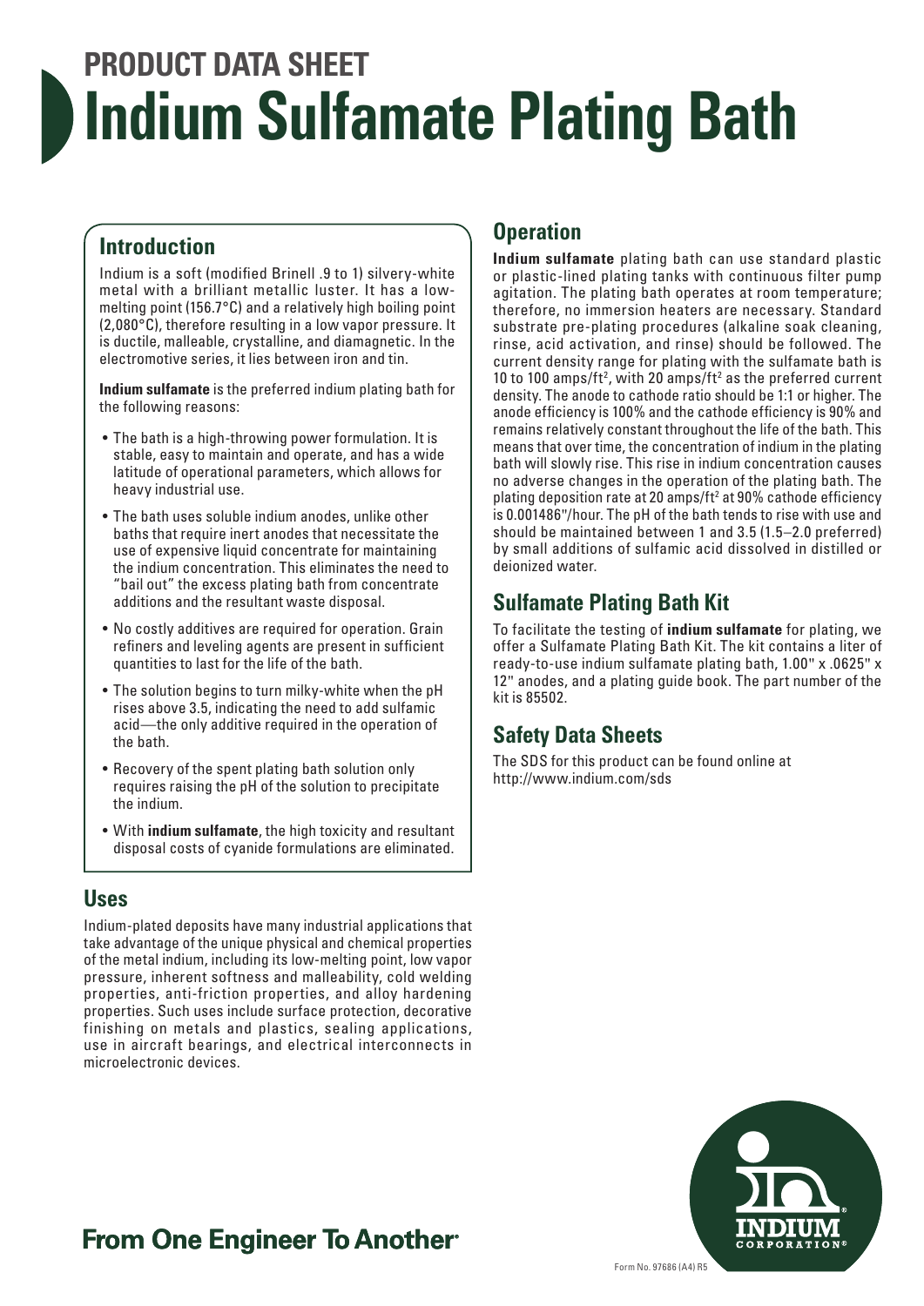PRODUCT DATA SHEET

# Indium Sulfamate Plating Bath

## Introduction

Indium is a soft (modified Brinell .9 to 1) silvery-white metal with a brilliant metallic luster. It has a low-melting point (156.7°C) and a relatively high boiling point (2,080°C), therefore resulting in a low vapor pressure. It is ductile, malleable, crystalline, and diamagnetic. In the electromotive series, it lies between iron and tin.

**Indium sulfamate** is the preferred indium plating bath for the following reasons:

- The bath is a high-throwing power formulation. It is stable, easy to maintain and operate, and has a wide latitude of operational parameters, which allows for heavy industrial use.
- The bath uses soluble indium anodes, unlike other baths that require inert anodes that necessitate the use of expensive liquid concentrate for maintaining the indium concentration. This eliminates the need to "bail out" the excess plating bath from concentrate additions and the resultant waste disposal.
- No costly additives are required for operation. Grain refiners and leveling agents are present in sufficient quantities to last for the life of the bath.
- The solution begins to turn milky-white when the pH rises above 3.5, indicating the need to add sulfamic acid—the only additive required in the operation of the bath.
- Recovery of the spent plating bath solution only requires raising the pH of the solution to precipitate the indium.
- With **indium sulfamate**, the high toxicity and resultant disposal costs of cyanide formulations are eliminated.

## Uses

Indium-plated deposits have many industrial applications that take advantage of the unique physical and chemical properties of the metal indium, including its low-melting point, low vapor pressure, inherent softness and malleability, cold welding properties, anti-friction properties, and alloy hardening properties. Such uses include surface protection, decorative finishing on metals and plastics, sealing applications, use in aircraft bearings, and electrical interconnects in microelectronic devices.

## Operation

**Indium sulfamate** plating bath can use standard plastic or plastic-lined plating tanks with continuous filter pump agitation. The plating bath operates at room temperature; therefore, no immersion heaters are necessary. Standard substrate pre-plating procedures (alkaline soak cleaning, rinse, acid activation, and rinse) should be followed. The current density range for plating with the sulfamate bath is 10 to 100 amps/ft$^2$, with 20 amps/ft$^2$ as the preferred current density. The anode to cathode ratio should be 1:1 or higher. The anode efficiency is 100% and the cathode efficiency is 90% and remains relatively constant throughout the life of the bath. This means that over time, the concentration of indium in the plating bath will slowly rise. This rise in indium concentration causes no adverse changes in the operation of the plating bath. The plating deposition rate at 20 amps/ft$^2$ at 90% cathode efficiency is 0.001486"/hour. The pH of the bath tends to rise with use and should be maintained between 1 and 3.5 (1.5–2.0 preferred) by small additions of sulfamic acid dissolved in distilled or deionized water.

## Sulfamate Plating Bath Kit

To facilitate the testing of **indium sulfamate** for plating, we offer a Sulfamate Plating Bath Kit. The kit contains a liter of ready-to-use indium sulfamate plating bath, 1.00" x .0625" x 12" anodes, and a plating guide book. The part number of the kit is 85502.

## Safety Data Sheets

The SDS for this product can be found online at http://www.indium.com/sds

**From One Engineer To Another®**

Form No. 97686 (A4) R5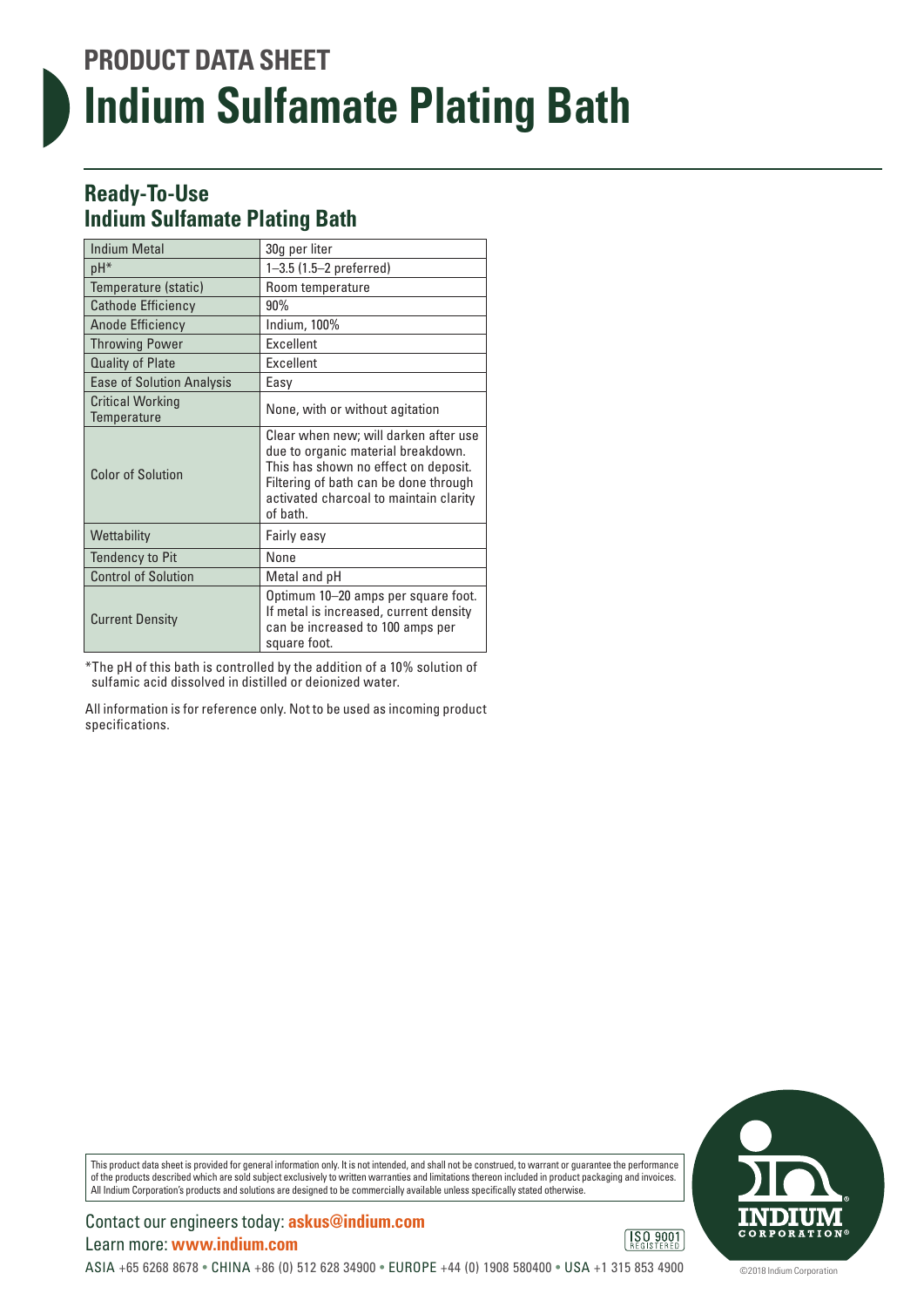PRODUCT DATA SHEET

# Indium Sulfamate Plating Bath

## Ready-To-Use Indium Sulfamate Plating Bath

| | |
|---|---|
| Indium Metal | 30g per liter |
| pH* | 1–3.5 (1.5–2 preferred) |
| Temperature (static) | Room temperature |
| Cathode Efficiency | 90% |
| Anode Efficiency | Indium, 100% |
| Throwing Power | Excellent |
| Quality of Plate | Excellent |
| Ease of Solution Analysis | Easy |
| Critical Working Temperature | None, with or without agitation |
| Color of Solution | Clear when new; will darken after use due to organic material breakdown. This has shown no effect on deposit. Filtering of bath can be done through activated charcoal to maintain clarity of bath. |
| Wettability | Fairly easy |
| Tendency to Pit | None |
| Control of Solution | Metal and pH |
| Current Density | Optimum 10–20 amps per square foot. If metal is increased, current density can be increased to 100 amps per square foot. |

*The pH of this bath is controlled by the addition of a 10% solution of sulfamic acid dissolved in distilled or deionized water.

All information is for reference only. Not to be used as incoming product specifications.

This product data sheet is provided for general information only. It is not intended, and shall not be construed, to warrant or guarantee the performance of the products described which are sold subject exclusively to written warranties and limitations thereon included in product packaging and invoices. All Indium Corporation's products and solutions are designed to be commercially available unless specifically stated otherwise.

Contact our engineers today: **askus@indium.com**

Learn more: **www.indium.com**

ISO 9001 REGISTERED

ASIA +65 6268 8678 • CHINA +86 (0) 512 628 34900 • EUROPE +44 (0) 1908 580400 • USA +1 315 853 4900

INDIUM CORPORATION®

©2018 Indium Corporation